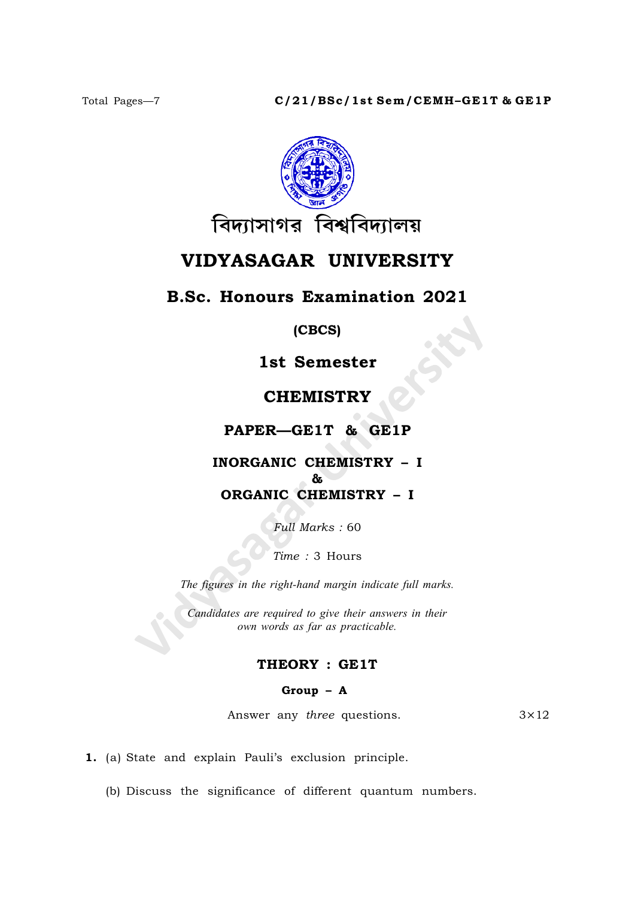Total Pages—7 C/21/BSc/1st Sem/CEMH–GE1T & GE1P

বিদ্যাসাগর বিশ্ববিদ্যালয়

# VIDYASAGAR UNIVERSITY

## B.Sc. Honours Examination 2021

**(CBCS)**

**1st Semester**

## CHEMISTRY

**PAPER—GE1T & GE1P**

**INORGANIC CHEMISTRY – I**

**&**

**ORGANIC CHEMISTRY – I**

*Full Marks* : 60

*Time* : 3 Hours

*The figures in the right-hand margin indicate full marks.*

*Candidates are required to give their answers in their own words as far as practicable.*

### THEORY : GE1T

**Group – A**

Answer any *three* questions. $3\times12$

**1.** (a) State and explain Pauli's exclusion principle.

(b) Discuss the significance of different quantum numbers.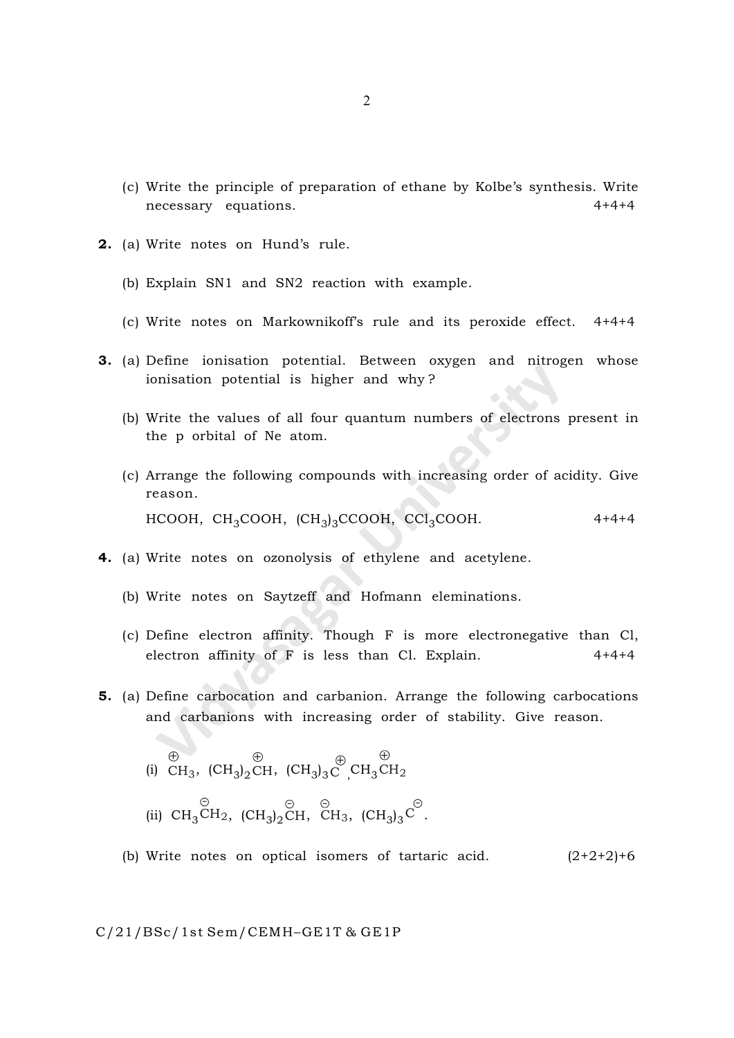(c) Write the principle of preparation of ethane by Kolbe's synthesis. Write necessary equations. 4+4+4

**2.** (a) Write notes on Hund's rule.

(b) Explain SN1 and SN2 reaction with example.

(c) Write notes on Markownikoff's rule and its peroxide effect. 4+4+4

**3.** (a) Define ionisation potential. Between oxygen and nitrogen whose ionisation potential is higher and why?

(b) Write the values of all four quantum numbers of electrons present in the p orbital of Ne atom.

(c) Arrange the following compounds with increasing order of acidity. Give reason.

$HCOOH$, $CH_3COOH$, $(CH_3)_3CCOOH$, $CCl_3COOH$. 4+4+4

**4.** (a) Write notes on ozonolysis of ethylene and acetylene.

(b) Write notes on Saytzeff and Hofmann eleminations.

(c) Define electron affinity. Though F is more electronegative than Cl, electron affinity of F is less than Cl. Explain. 4+4+4

**5.** (a) Define carbocation and carbanion. Arrange the following carbocations and carbanions with increasing order of stability. Give reason.

(i) $\overset{\oplus}{C}H_3$, $(CH_3)_2\overset{\oplus}{C}H$, $(CH_3)_3\overset{\oplus}{C}$, $CH_3\overset{\oplus}{C}H_2$

(ii) $CH_3\overset{\ominus}{C}H_2$, $(CH_3)_2\overset{\ominus}{C}H$, $\overset{\ominus}{C}H_3$, $(CH_3)_3\overset{\ominus}{C}$.

(b) Write notes on optical isomers of tartaric acid. (2+2+2)+6

C/21/BSc/1st Sem/CEMH–GE1T & GE1P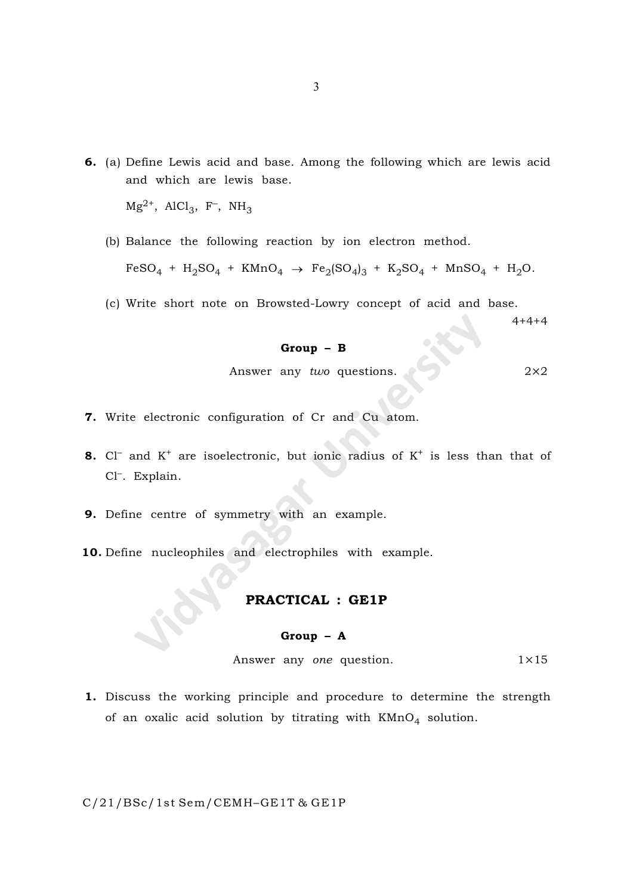6. (a) Define Lewis acid and base. Among the following which are lewis acid and which are lewis base.

   $Mg^{2+}$, $AlCl_3$, $F^-$, $NH_3$

   (b) Balance the following reaction by ion electron method.

   $FeSO_4 + H_2SO_4 + KMnO_4 \rightarrow Fe_2(SO_4)_3 + K_2SO_4 + MnSO_4 + H_2O$.

   (c) Write short note on Browsted-Lowry concept of acid and base.

4+4+4

### Group – B

Answer any *two* questions. 2×2

7. Write electronic configuration of Cr and Cu atom.

8. $Cl^-$ and $K^+$ are isoelectronic, but ionic radius of $K^+$ is less than that of $Cl^-$. Explain.

9. Define centre of symmetry with an example.

10. Define nucleophiles and electrophiles with example.

## PRACTICAL : GE1P

### Group – A

Answer any *one* question. 1×15

1. Discuss the working principle and procedure to determine the strength of an oxalic acid solution by titrating with $KMnO_4$ solution.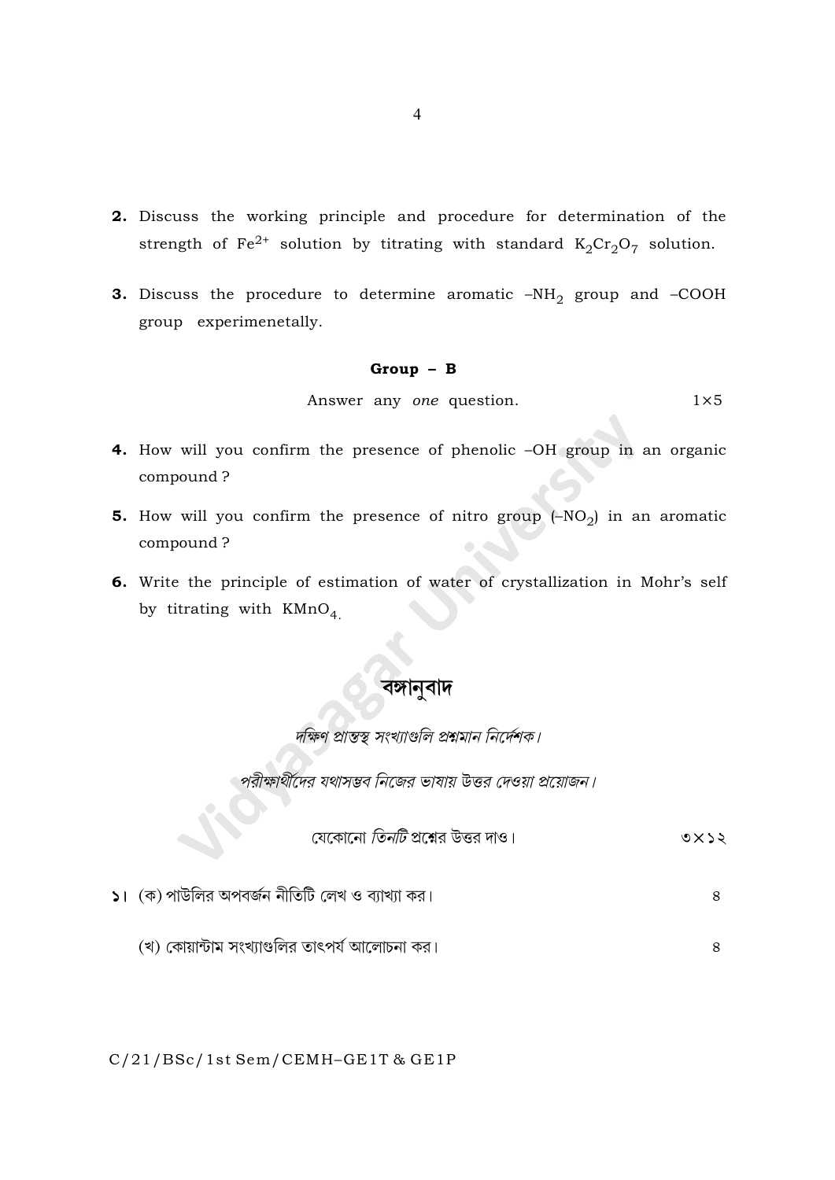**2.** Discuss the working principle and procedure for determination of the strength of $Fe^{2+}$ solution by titrating with standard $K_2Cr_2O_7$ solution.

**3.** Discuss the procedure to determine aromatic $-NH_2$ group and $-COOH$ group experimenetally.

### Group – B

Answer any *one* question. 1×5

**4.** How will you confirm the presence of phenolic –OH group in an organic compound ?

**5.** How will you confirm the presence of nitro group ($-NO_2$) in an aromatic compound ?

**6.** Write the principle of estimation of water of crystallization in Mohr's self by titrating with $KMnO_4$.

## বঙ্গানুবাদ

*দক্ষিণ প্রান্তস্থ সংখ্যাগুলি প্রশ্নমান নির্দেশক।*

*পরীক্ষার্থীদের যথাসম্ভব নিজের ভাষায় উত্তর দেওয়া প্রয়োজন।*

যেকোনো *তিনটি* প্রশ্নের উত্তর দাও। ৩×১২

১। (ক) পাউলির অপবর্জন নীতিটি লেখ ও ব্যাখ্যা কর। ৪

(খ) কোয়ান্টাম সংখ্যাগুলির তাৎপর্য আলোচনা কর। ৪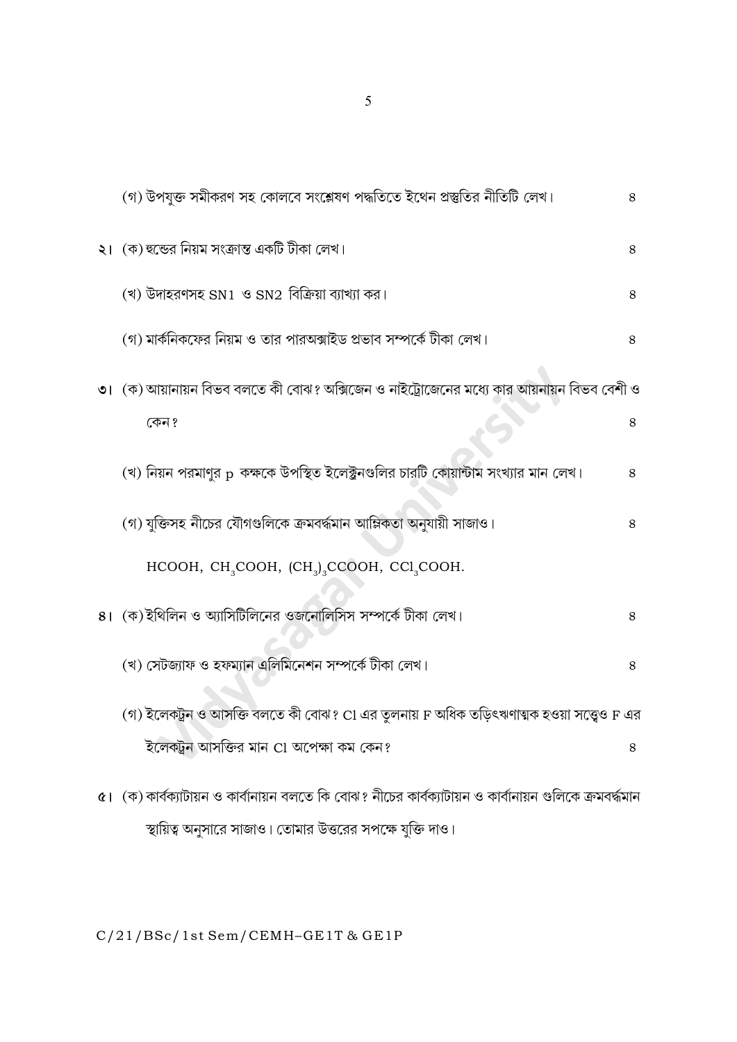(গ) উপযুক্ত সমীকরণ সহ কোলবে সংশ্লেষণ পদ্ধতিতে ইথেন প্রস্তুতির নীতিটি লেখ। ৪

২। (ক) হুন্ডের নিয়ম সংক্রান্ত একটি টীকা লেখ। ৪

(খ) উদাহরণসহ SN1 ও SN2 বিক্রিয়া ব্যাখ্যা কর। ৪

(গ) মার্কনিকফের নিয়ম ও তার পারঅক্সাইড প্রভাব সম্পর্কে টীকা লেখ। ৪

৩। (ক) আয়ানায়ন বিভব বলতে কী বোঝ? অক্সিজেন ও নাইট্রোজেনের মধ্যে কার আয়নায়ন বিভব বেশী ও কেন? ৪

(খ) নিয়ন পরমাণুর p কক্ষকে উপস্থিত ইলেক্ট্রনগুলির চারটি কোয়ান্টাম সংখ্যার মান লেখ। ৪

(গ) যুক্তিসহ নীচের যৌগগুলিকে ক্রমবর্দ্ধমান আম্লিকতা অনুযায়ী সাজাও। ৪

$HCOOH$, $CH_3COOH$, $(CH_3)_3CCOOH$, $CCl_3COOH$.

৪। (ক) ইথিলিন ও অ্যাসিটিলিনের ওজনোলিসিস সম্পর্কে টীকা লেখ। ৪

(খ) সেটজ্যাফ ও হফম্যান এলিমিনেশন সম্পর্কে টীকা লেখ। ৪

(গ) ইলেকট্রন ও আসক্তি বলতে কী বোঝ? Cl এর তুলনায় F অধিক তড়িৎঋণাত্মক হওয়া সত্ত্বেও F এর ইলেকট্রন আসক্তির মান Cl অপেক্ষা কম কেন? ৪

৫। (ক) কার্বক্যাটায়ন ও কার্বানায়ন বলতে কি বোঝ? নীচের কার্বক্যাটায়ন ও কার্বানায়ন গুলিকে ক্রমবর্দ্ধমান স্থায়িত্ব অনুসারে সাজাও। তোমার উত্তরের সপক্ষে যুক্তি দাও।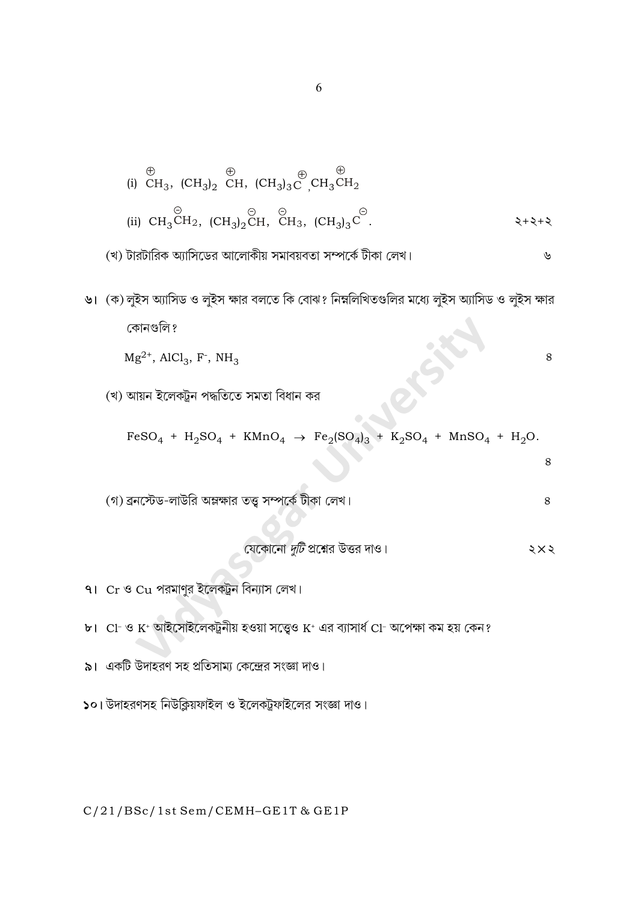(i) $\overset{\oplus}{C}H_3$, $(CH_3)_2\overset{\oplus}{C}H$, $(CH_3)_3\overset{\oplus}{C}$, $CH_3\overset{\oplus}{C}H_2$

(ii) $CH_3\overset{\ominus}{C}H_2$, $(CH_3)_2\overset{\ominus}{C}H$, $\overset{\ominus}{C}H_3$, $(CH_3)_3\overset{\ominus}{C}$. ২+২+২

(খ) টারটারিক অ্যাসিডের আলোকীয় সমাবয়বতা সম্পর্কে টীকা লেখ। ৬

৬। (ক) লুইস অ্যাসিড ও লুইস ক্ষার বলতে কি বোঝ? নিম্নলিখিতগুলির মধ্যে লুইস অ্যাসিড ও লুইস ক্ষার কোনগুলি?

$Mg^{2+}$, $AlCl_3$, $F^-$, $NH_3$ ৪

(খ) আয়ন ইলেকট্রন পদ্ধতিতে সমতা বিধান কর

$$FeSO_4 + H_2SO_4 + KMnO_4 \rightarrow Fe_2(SO_4)_3 + K_2SO_4 + MnSO_4 + H_2O.$$

৪

(গ) ব্রনস্টেড-লাউরি অম্লক্ষার তত্ত্ব সম্পর্কে টীকা লেখ। ৪

যেকোনো *দুটি* প্রশ্নের উত্তর দাও। ২×২

৭। Cr ও Cu পরমাণুর ইলেকট্রন বিন্যাস লেখ।

৮। $Cl^-$ ও $K^+$ আইসোইলেকট্রনীয় হওয়া সত্ত্বেও $K^+$ এর ব্যাসার্ধ $Cl^-$ অপেক্ষা কম হয় কেন?

৯। একটি উদাহরণ সহ প্রতিসাম্য কেন্দ্রের সংজ্ঞা দাও।

১০। উদাহরণসহ নিউক্লিয়ফাইল ও ইলেকট্রফাইলের সংজ্ঞা দাও।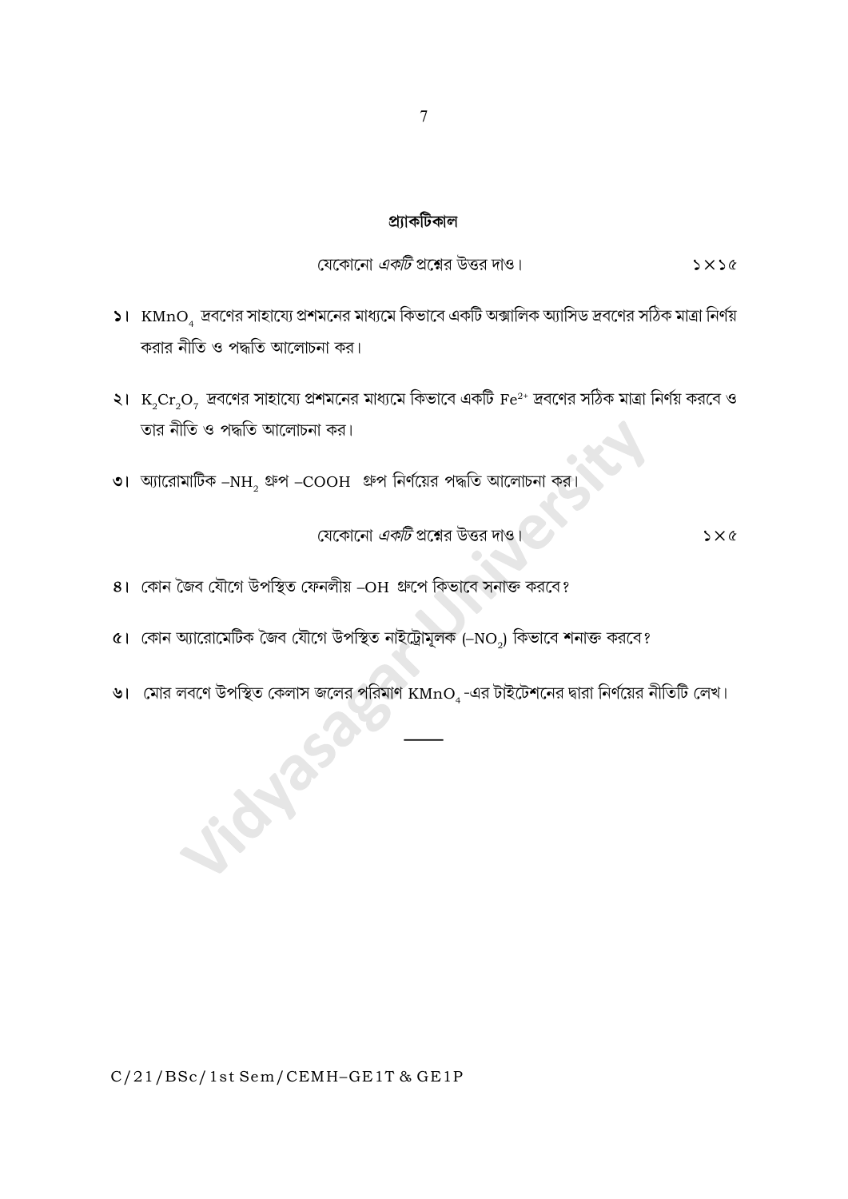## প্র্যাকটিকাল

যেকোনো *একটি* প্রশ্নের উত্তর দাও। ১×১৫

১। $KMnO_4$ দ্রবণের সাহায্যে প্রশমনের মাধ্যমে কিভাবে একটি অক্সালিক অ্যাসিড দ্রবণের সঠিক মাত্রা নির্ণয় করার নীতি ও পদ্ধতি আলোচনা কর।

২। $K_2Cr_2O_7$ দ্রবণের সাহায্যে প্রশমনের মাধ্যমে কিভাবে একটি $Fe^{2+}$ দ্রবণের সঠিক মাত্রা নির্ণয় করবে ও তার নীতি ও পদ্ধতি আলোচনা কর।

৩। অ্যারোমাটিক $-NH_2$ গ্রুপ $-COOH$ গ্রুপ নির্ণয়ের পদ্ধতি আলোচনা কর।

যেকোনো *একটি* প্রশ্নের উত্তর দাও। ১×৫

৪। কোন জৈব যৌগে উপস্থিত ফেনলীয় $-OH$ গ্রুপে কিভাবে সনাক্ত করবে?

৫। কোন অ্যারোমেটিক জৈব যৌগে উপস্থিত নাইট্রোমূলক ($-NO_2$) কিভাবে শনাক্ত করবে?

৬। মোর লবণে উপস্থিত কেলাস জলের পরিমাণ $KMnO_4$-এর টাইটেশনের দ্বারা নির্ণয়ের নীতিটি লেখ।

C/21/BSc/1st Sem/CEMH–GE1T & GE1P